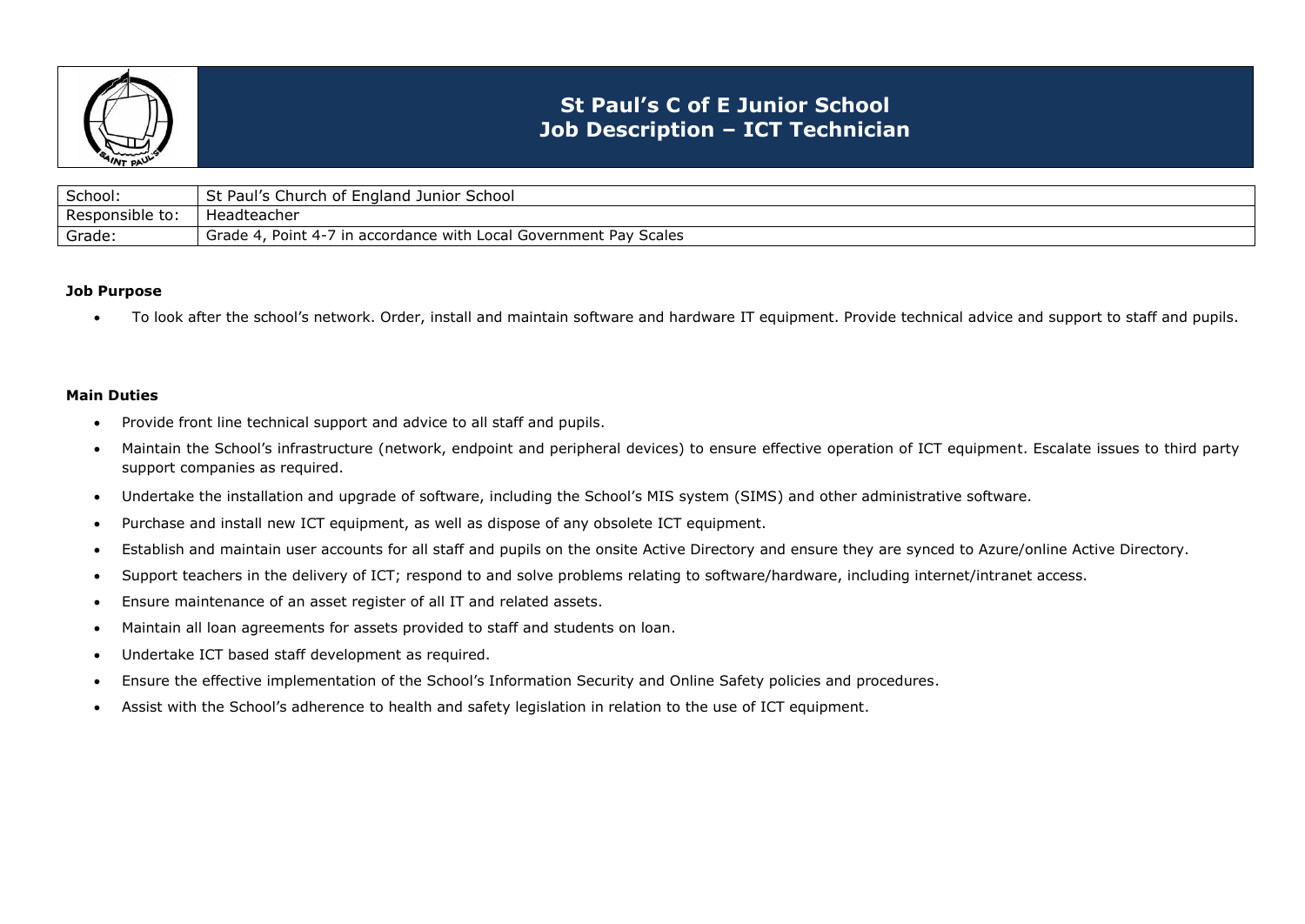# St Paul's C of E Junior School
## Job Description – ICT Technician

| School: | St Paul's Church of England Junior School |
|---|---|
| Responsible to: | Headteacher |
| Grade: | Grade 4, Point 4-7 in accordance with Local Government Pay Scales |

**Job Purpose**

- To look after the school's network. Order, install and maintain software and hardware IT equipment. Provide technical advice and support to staff and pupils.

**Main Duties**

- Provide front line technical support and advice to all staff and pupils.
- Maintain the School's infrastructure (network, endpoint and peripheral devices) to ensure effective operation of ICT equipment. Escalate issues to third party support companies as required.
- Undertake the installation and upgrade of software, including the School's MIS system (SIMS) and other administrative software.
- Purchase and install new ICT equipment, as well as dispose of any obsolete ICT equipment.
- Establish and maintain user accounts for all staff and pupils on the onsite Active Directory and ensure they are synced to Azure/online Active Directory.
- Support teachers in the delivery of ICT; respond to and solve problems relating to software/hardware, including internet/intranet access.
- Ensure maintenance of an asset register of all IT and related assets.
- Maintain all loan agreements for assets provided to staff and students on loan.
- Undertake ICT based staff development as required.
- Ensure the effective implementation of the School's Information Security and Online Safety policies and procedures.
- Assist with the School's adherence to health and safety legislation in relation to the use of ICT equipment.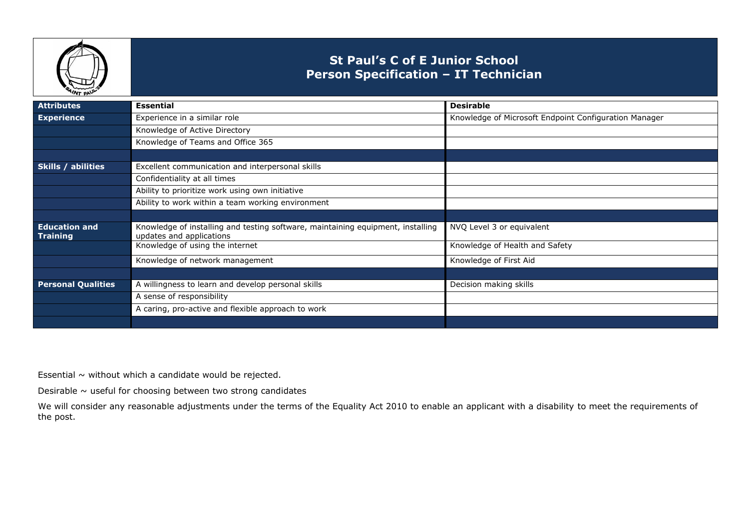# St Paul's C of E Junior School
## Person Specification – IT Technician

| Attributes | Essential | Desirable |
|---|---|---|
| **Experience** | Experience in a similar role | Knowledge of Microsoft Endpoint Configuration Manager |
| | Knowledge of Active Directory | |
| | Knowledge of Teams and Office 365 | |
| | | |
| **Skills / abilities** | Excellent communication and interpersonal skills | |
| | Confidentiality at all times | |
| | Ability to prioritize work using own initiative | |
| | Ability to work within a team working environment | |
| | | |
| **Education and Training** | Knowledge of installing and testing software, maintaining equipment, installing updates and applications | NVQ Level 3 or equivalent |
| | Knowledge of using the internet | Knowledge of Health and Safety |
| | Knowledge of network management | Knowledge of First Aid |
| | | |
| **Personal Qualities** | A willingness to learn and develop personal skills | Decision making skills |
| | A sense of responsibility | |
| | A caring, pro-active and flexible approach to work | |
| | | |

Essential ~ without which a candidate would be rejected.

Desirable ~ useful for choosing between two strong candidates

We will consider any reasonable adjustments under the terms of the Equality Act 2010 to enable an applicant with a disability to meet the requirements of the post.